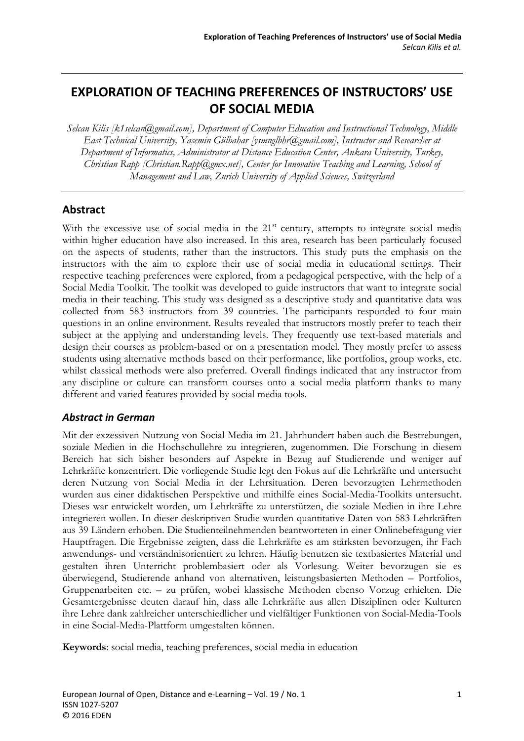# EXPLORATION OF TEACHING PREFERENCES OF INSTRUCTORS' USE OF SOCIAL MEDIA

*Selcan Kilis [k1selcan@gmail.com], Department of Computer Education and Instructional Technology, Middle East Technical University, Yasemin Gülbahar [ysmnglbhr@gmail.com], Instructor and Researcher at Department of Informatics, Administrator at Distance Education Center, Ankara University, Turkey, Christian Rapp [Christian.Rapp@gmx.net], Center for Innovative Teaching and Learning, School of Management and Law, Zurich University of Applied Sciences, Switzerland*

## Abstract

With the excessive use of social media in the 21st century, attempts to integrate social media within higher education have also increased. In this area, research has been particularly focused on the aspects of students, rather than the instructors. This study puts the emphasis on the instructors with the aim to explore their use of social media in educational settings. Their respective teaching preferences were explored, from a pedagogical perspective, with the help of a Social Media Toolkit. The toolkit was developed to guide instructors that want to integrate social media in their teaching. This study was designed as a descriptive study and quantitative data was collected from 583 instructors from 39 countries. The participants responded to four main questions in an online environment. Results revealed that instructors mostly prefer to teach their subject at the applying and understanding levels. They frequently use text-based materials and design their courses as problem-based or on a presentation model. They mostly prefer to assess students using alternative methods based on their performance, like portfolios, group works, etc. whilst classical methods were also preferred. Overall findings indicated that any instructor from any discipline or culture can transform courses onto a social media platform thanks to many different and varied features provided by social media tools.

### *Abstract in German*

Mit der exzessiven Nutzung von Social Media im 21. Jahrhundert haben auch die Bestrebungen, soziale Medien in die Hochschullehre zu integrieren, zugenommen. Die Forschung in diesem Bereich hat sich bisher besonders auf Aspekte in Bezug auf Studierende und weniger auf Lehrkräfte konzentriert. Die vorliegende Studie legt den Fokus auf die Lehrkräfte und untersucht deren Nutzung von Social Media in der Lehrsituation. Deren bevorzugten Lehrmethoden wurden aus einer didaktischen Perspektive und mithilfe eines Social-Media-Toolkits untersucht. Dieses war entwickelt worden, um Lehrkräfte zu unterstützen, die soziale Medien in ihre Lehre integrieren wollen. In dieser deskriptiven Studie wurden quantitative Daten von 583 Lehrkräften aus 39 Ländern erhoben. Die Studienteilnehmenden beantworteten in einer Onlinebefragung vier Hauptfragen. Die Ergebnisse zeigten, dass die Lehrkräfte es am stärksten bevorzugen, ihr Fach anwendungs- und verständnisorientiert zu lehren. Häufig benutzen sie textbasiertes Material und gestalten ihren Unterricht problembasiert oder als Vorlesung. Weiter bevorzugen sie es überwiegend, Studierende anhand von alternativen, leistungsbasierten Methoden – Portfolios, Gruppenarbeiten etc. – zu prüfen, wobei klassische Methoden ebenso Vorzug erhielten. Die Gesamtergebnisse deuten darauf hin, dass alle Lehrkräfte aus allen Disziplinen oder Kulturen ihre Lehre dank zahlreicher unterschiedlicher und vielfältiger Funktionen von Social-Media-Tools in eine Social-Media-Plattform umgestalten können.

**Keywords**: social media, teaching preferences, social media in education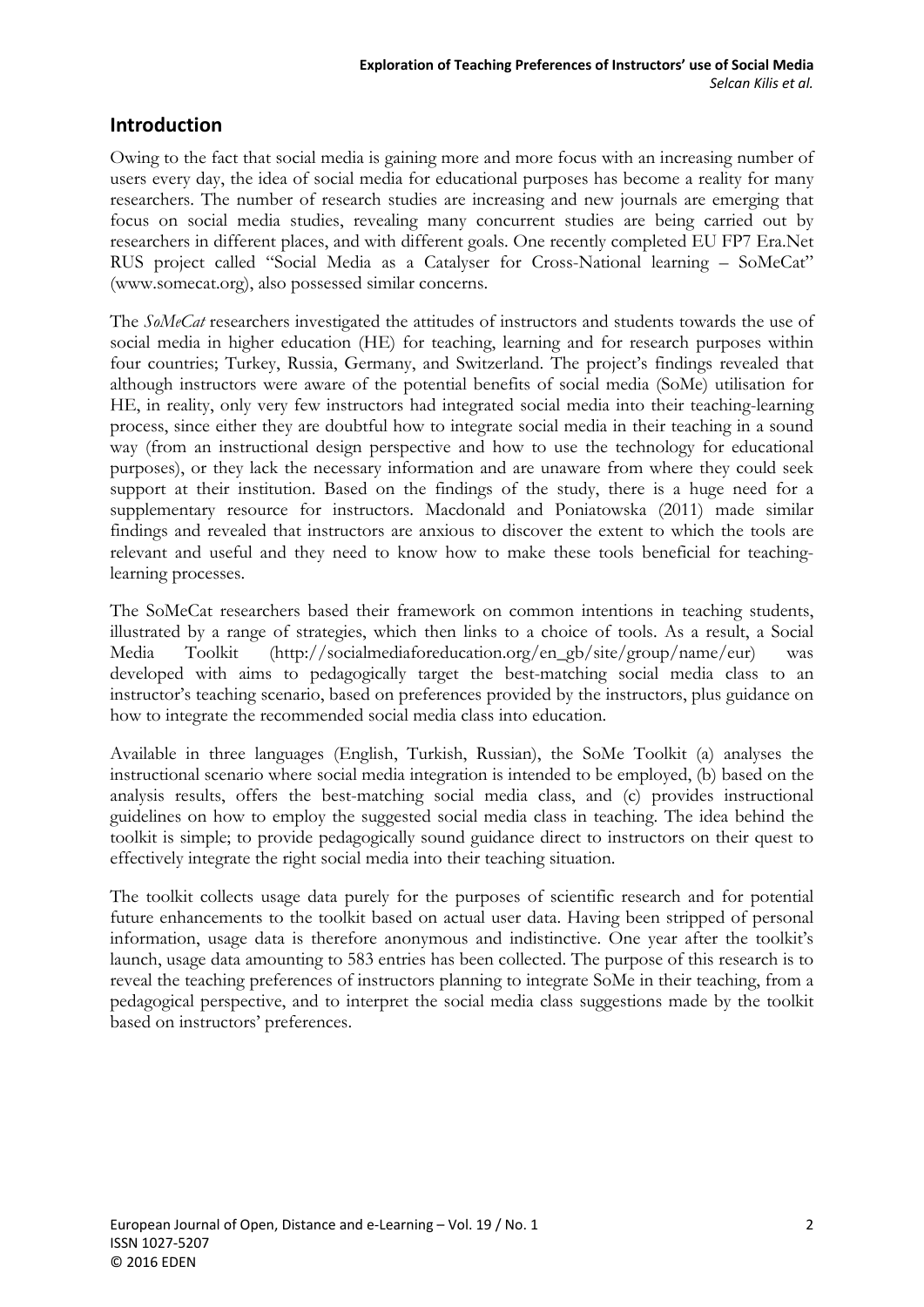## Introduction

Owing to the fact that social media is gaining more and more focus with an increasing number of users every day, the idea of social media for educational purposes has become a reality for many researchers. The number of research studies are increasing and new journals are emerging that focus on social media studies, revealing many concurrent studies are being carried out by researchers in different places, and with different goals. One recently completed EU FP7 Era.Net RUS project called "Social Media as a Catalyser for Cross-National learning – SoMeCat" (www.somecat.org), also possessed similar concerns.

The *SoMeCat* researchers investigated the attitudes of instructors and students towards the use of social media in higher education (HE) for teaching, learning and for research purposes within four countries; Turkey, Russia, Germany, and Switzerland. The project's findings revealed that although instructors were aware of the potential benefits of social media (SoMe) utilisation for HE, in reality, only very few instructors had integrated social media into their teaching-learning process, since either they are doubtful how to integrate social media in their teaching in a sound way (from an instructional design perspective and how to use the technology for educational purposes), or they lack the necessary information and are unaware from where they could seek support at their institution. Based on the findings of the study, there is a huge need for a supplementary resource for instructors. Macdonald and Poniatowska (2011) made similar findings and revealed that instructors are anxious to discover the extent to which the tools are relevant and useful and they need to know how to make these tools beneficial for teaching-learning processes.

The SoMeCat researchers based their framework on common intentions in teaching students, illustrated by a range of strategies, which then links to a choice of tools. As a result, a Social Media Toolkit (http://socialmediaforeducation.org/en_gb/site/group/name/eur) was developed with aims to pedagogically target the best-matching social media class to an instructor's teaching scenario, based on preferences provided by the instructors, plus guidance on how to integrate the recommended social media class into education.

Available in three languages (English, Turkish, Russian), the SoMe Toolkit (a) analyses the instructional scenario where social media integration is intended to be employed, (b) based on the analysis results, offers the best-matching social media class, and (c) provides instructional guidelines on how to employ the suggested social media class in teaching. The idea behind the toolkit is simple; to provide pedagogically sound guidance direct to instructors on their quest to effectively integrate the right social media into their teaching situation.

The toolkit collects usage data purely for the purposes of scientific research and for potential future enhancements to the toolkit based on actual user data. Having been stripped of personal information, usage data is therefore anonymous and indistinctive. One year after the toolkit's launch, usage data amounting to 583 entries has been collected. The purpose of this research is to reveal the teaching preferences of instructors planning to integrate SoMe in their teaching, from a pedagogical perspective, and to interpret the social media class suggestions made by the toolkit based on instructors' preferences.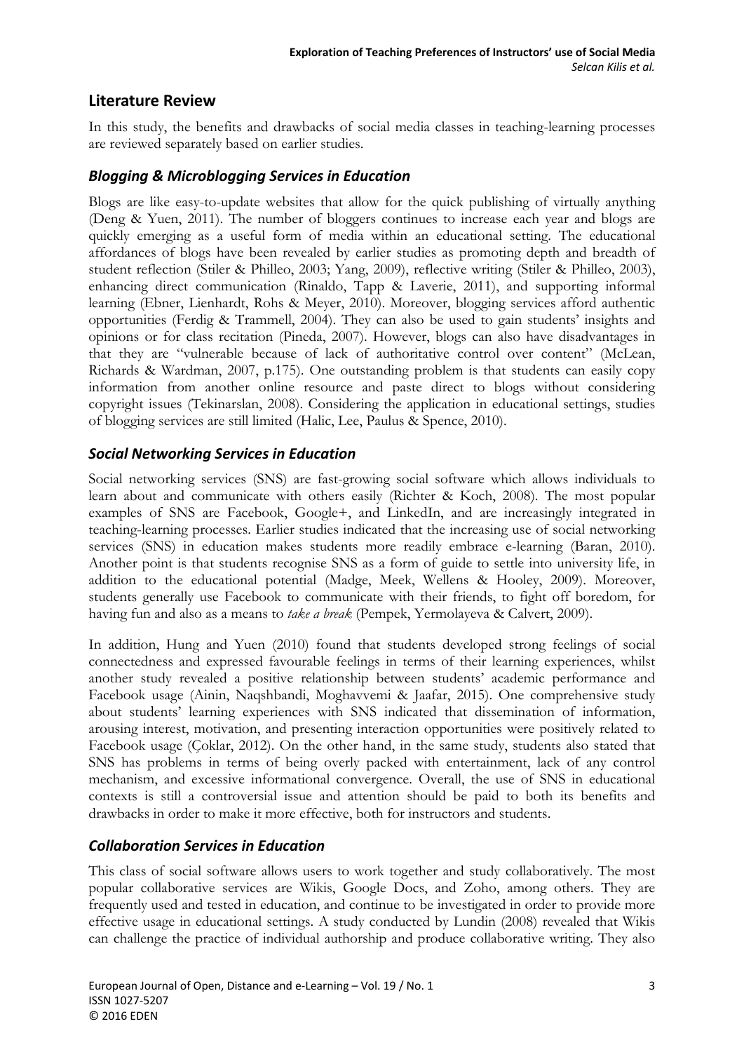## Literature Review

In this study, the benefits and drawbacks of social media classes in teaching-learning processes are reviewed separately based on earlier studies.

### *Blogging & Microblogging Services in Education*

Blogs are like easy-to-update websites that allow for the quick publishing of virtually anything (Deng & Yuen, 2011). The number of bloggers continues to increase each year and blogs are quickly emerging as a useful form of media within an educational setting. The educational affordances of blogs have been revealed by earlier studies as promoting depth and breadth of student reflection (Stiler & Philleo, 2003; Yang, 2009), reflective writing (Stiler & Philleo, 2003), enhancing direct communication (Rinaldo, Tapp & Laverie, 2011), and supporting informal learning (Ebner, Lienhardt, Rohs & Meyer, 2010). Moreover, blogging services afford authentic opportunities (Ferdig & Trammell, 2004). They can also be used to gain students' insights and opinions or for class recitation (Pineda, 2007). However, blogs can also have disadvantages in that they are "vulnerable because of lack of authoritative control over content" (McLean, Richards & Wardman, 2007, p.175). One outstanding problem is that students can easily copy information from another online resource and paste direct to blogs without considering copyright issues (Tekinarslan, 2008). Considering the application in educational settings, studies of blogging services are still limited (Halic, Lee, Paulus & Spence, 2010).

### *Social Networking Services in Education*

Social networking services (SNS) are fast-growing social software which allows individuals to learn about and communicate with others easily (Richter & Koch, 2008). The most popular examples of SNS are Facebook, Google+, and LinkedIn, and are increasingly integrated in teaching-learning processes. Earlier studies indicated that the increasing use of social networking services (SNS) in education makes students more readily embrace e-learning (Baran, 2010). Another point is that students recognise SNS as a form of guide to settle into university life, in addition to the educational potential (Madge, Meek, Wellens & Hooley, 2009). Moreover, students generally use Facebook to communicate with their friends, to fight off boredom, for having fun and also as a means to *take a break* (Pempek, Yermolayeva & Calvert, 2009).

In addition, Hung and Yuen (2010) found that students developed strong feelings of social connectedness and expressed favourable feelings in terms of their learning experiences, whilst another study revealed a positive relationship between students' academic performance and Facebook usage (Ainin, Naqshbandi, Moghavvemi & Jaafar, 2015). One comprehensive study about students' learning experiences with SNS indicated that dissemination of information, arousing interest, motivation, and presenting interaction opportunities were positively related to Facebook usage (Çoklar, 2012). On the other hand, in the same study, students also stated that SNS has problems in terms of being overly packed with entertainment, lack of any control mechanism, and excessive informational convergence. Overall, the use of SNS in educational contexts is still a controversial issue and attention should be paid to both its benefits and drawbacks in order to make it more effective, both for instructors and students.

### *Collaboration Services in Education*

This class of social software allows users to work together and study collaboratively. The most popular collaborative services are Wikis, Google Docs, and Zoho, among others. They are frequently used and tested in education, and continue to be investigated in order to provide more effective usage in educational settings. A study conducted by Lundin (2008) revealed that Wikis can challenge the practice of individual authorship and produce collaborative writing. They also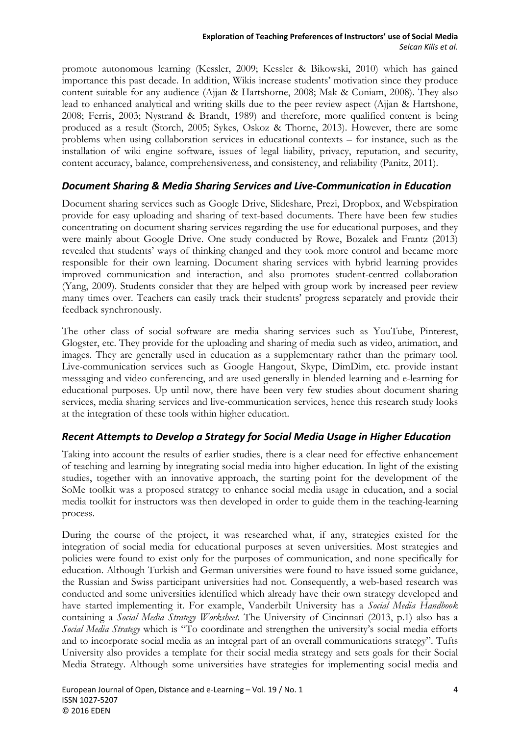promote autonomous learning (Kessler, 2009; Kessler & Bikowski, 2010) which has gained importance this past decade. In addition, Wikis increase students' motivation since they produce content suitable for any audience (Ajjan & Hartshorne, 2008; Mak & Coniam, 2008). They also lead to enhanced analytical and writing skills due to the peer review aspect (Ajjan & Hartshone, 2008; Ferris, 2003; Nystrand & Brandt, 1989) and therefore, more qualified content is being produced as a result (Storch, 2005; Sykes, Oskoz & Thorne, 2013). However, there are some problems when using collaboration services in educational contexts – for instance, such as the installation of wiki engine software, issues of legal liability, privacy, reputation, and security, content accuracy, balance, comprehensiveness, and consistency, and reliability (Panitz, 2011).

## *Document Sharing & Media Sharing Services and Live-Communication in Education*

Document sharing services such as Google Drive, Slideshare, Prezi, Dropbox, and Webspiration provide for easy uploading and sharing of text-based documents. There have been few studies concentrating on document sharing services regarding the use for educational purposes, and they were mainly about Google Drive. One study conducted by Rowe, Bozalek and Frantz (2013) revealed that students' ways of thinking changed and they took more control and became more responsible for their own learning. Document sharing services with hybrid learning provides improved communication and interaction, and also promotes student-centred collaboration (Yang, 2009). Students consider that they are helped with group work by increased peer review many times over. Teachers can easily track their students' progress separately and provide their feedback synchronously.

The other class of social software are media sharing services such as YouTube, Pinterest, Glogster, etc. They provide for the uploading and sharing of media such as video, animation, and images. They are generally used in education as a supplementary rather than the primary tool. Live-communication services such as Google Hangout, Skype, DimDim, etc. provide instant messaging and video conferencing, and are used generally in blended learning and e-learning for educational purposes. Up until now, there have been very few studies about document sharing services, media sharing services and live-communication services, hence this research study looks at the integration of these tools within higher education.

## *Recent Attempts to Develop a Strategy for Social Media Usage in Higher Education*

Taking into account the results of earlier studies, there is a clear need for effective enhancement of teaching and learning by integrating social media into higher education. In light of the existing studies, together with an innovative approach, the starting point for the development of the SoMe toolkit was a proposed strategy to enhance social media usage in education, and a social media toolkit for instructors was then developed in order to guide them in the teaching-learning process.

During the course of the project, it was researched what, if any, strategies existed for the integration of social media for educational purposes at seven universities. Most strategies and policies were found to exist only for the purposes of communication, and none specifically for education. Although Turkish and German universities were found to have issued some guidance, the Russian and Swiss participant universities had not. Consequently, a web-based research was conducted and some universities identified which already have their own strategy developed and have started implementing it. For example, Vanderbilt University has a *Social Media Handbook* containing a *Social Media Strategy Worksheet*. The University of Cincinnati (2013, p.1) also has a *Social Media Strategy* which is "To coordinate and strengthen the university's social media efforts and to incorporate social media as an integral part of an overall communications strategy". Tufts University also provides a template for their social media strategy and sets goals for their Social Media Strategy. Although some universities have strategies for implementing social media and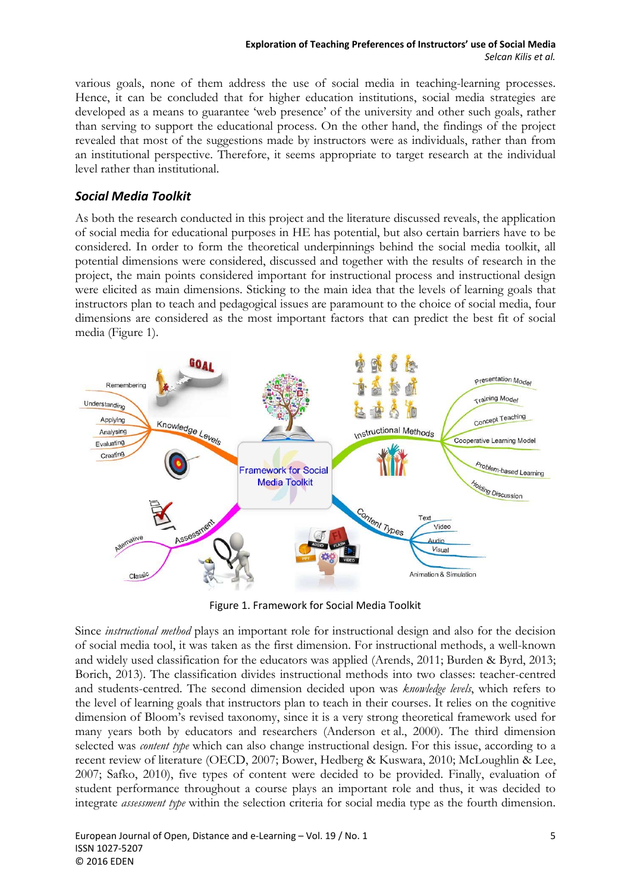various goals, none of them address the use of social media in teaching-learning processes. Hence, it can be concluded that for higher education institutions, social media strategies are developed as a means to guarantee 'web presence' of the university and other such goals, rather than serving to support the educational process. On the other hand, the findings of the project revealed that most of the suggestions made by instructors were as individuals, rather than from an institutional perspective. Therefore, it seems appropriate to target research at the individual level rather than institutional.

## Social Media Toolkit

As both the research conducted in this project and the literature discussed reveals, the application of social media for educational purposes in HE has potential, but also certain barriers have to be considered. In order to form the theoretical underpinnings behind the social media toolkit, all potential dimensions were considered, discussed and together with the results of research in the project, the main points considered important for instructional process and instructional design were elicited as main dimensions. Sticking to the main idea that the levels of learning goals that instructors plan to teach and pedagogical issues are paramount to the choice of social media, four dimensions are considered as the most important factors that can predict the best fit of social media (Figure 1).

Figure 1. Framework for Social Media Toolkit

Since *instructional method* plays an important role for instructional design and also for the decision of social media tool, it was taken as the first dimension. For instructional methods, a well-known and widely used classification for the educators was applied (Arends, 2011; Burden & Byrd, 2013; Borich, 2013). The classification divides instructional methods into two classes: teacher-centred and students-centred. The second dimension decided upon was *knowledge levels*, which refers to the level of learning goals that instructors plan to teach in their courses. It relies on the cognitive dimension of Bloom's revised taxonomy, since it is a very strong theoretical framework used for many years both by educators and researchers (Anderson et al., 2000). The third dimension selected was *content type* which can also change instructional design. For this issue, according to a recent review of literature (OECD, 2007; Bower, Hedberg & Kuswara, 2010; McLoughlin & Lee, 2007; Safko, 2010), five types of content were decided to be provided. Finally, evaluation of student performance throughout a course plays an important role and thus, it was decided to integrate *assessment type* within the selection criteria for social media type as the fourth dimension.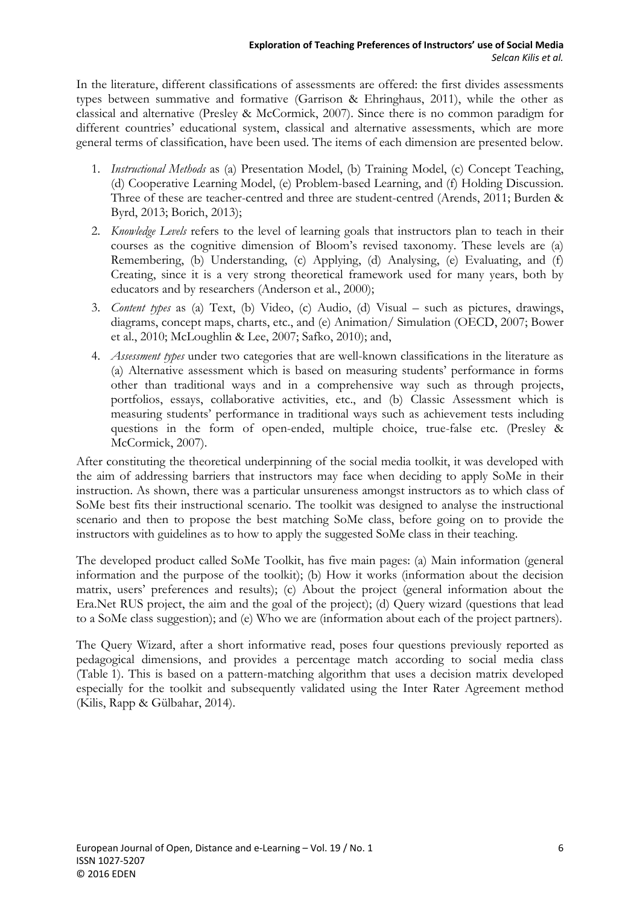In the literature, different classifications of assessments are offered: the first divides assessments types between summative and formative (Garrison & Ehringhaus, 2011), while the other as classical and alternative (Presley & McCormick, 2007). Since there is no common paradigm for different countries' educational system, classical and alternative assessments, which are more general terms of classification, have been used. The items of each dimension are presented below.

1. *Instructional Methods* as (a) Presentation Model, (b) Training Model, (c) Concept Teaching, (d) Cooperative Learning Model, (e) Problem-based Learning, and (f) Holding Discussion. Three of these are teacher-centred and three are student-centred (Arends, 2011; Burden & Byrd, 2013; Borich, 2013);
2. *Knowledge Levels* refers to the level of learning goals that instructors plan to teach in their courses as the cognitive dimension of Bloom's revised taxonomy. These levels are (a) Remembering, (b) Understanding, (c) Applying, (d) Analysing, (e) Evaluating, and (f) Creating, since it is a very strong theoretical framework used for many years, both by educators and by researchers (Anderson et al., 2000);
3. *Content types* as (a) Text, (b) Video, (c) Audio, (d) Visual – such as pictures, drawings, diagrams, concept maps, charts, etc., and (e) Animation/ Simulation (OECD, 2007; Bower et al., 2010; McLoughlin & Lee, 2007; Safko, 2010); and,
4. *Assessment types* under two categories that are well-known classifications in the literature as (a) Alternative assessment which is based on measuring students' performance in forms other than traditional ways and in a comprehensive way such as through projects, portfolios, essays, collaborative activities, etc., and (b) Classic Assessment which is measuring students' performance in traditional ways such as achievement tests including questions in the form of open-ended, multiple choice, true-false etc. (Presley & McCormick, 2007).

After constituting the theoretical underpinning of the social media toolkit, it was developed with the aim of addressing barriers that instructors may face when deciding to apply SoMe in their instruction. As shown, there was a particular unsureness amongst instructors as to which class of SoMe best fits their instructional scenario. The toolkit was designed to analyse the instructional scenario and then to propose the best matching SoMe class, before going on to provide the instructors with guidelines as to how to apply the suggested SoMe class in their teaching.

The developed product called SoMe Toolkit, has five main pages: (a) Main information (general information and the purpose of the toolkit); (b) How it works (information about the decision matrix, users' preferences and results); (c) About the project (general information about the Era.Net RUS project, the aim and the goal of the project); (d) Query wizard (questions that lead to a SoMe class suggestion); and (e) Who we are (information about each of the project partners).

The Query Wizard, after a short informative read, poses four questions previously reported as pedagogical dimensions, and provides a percentage match according to social media class (Table 1). This is based on a pattern-matching algorithm that uses a decision matrix developed especially for the toolkit and subsequently validated using the Inter Rater Agreement method (Kilis, Rapp & Gülbahar, 2014).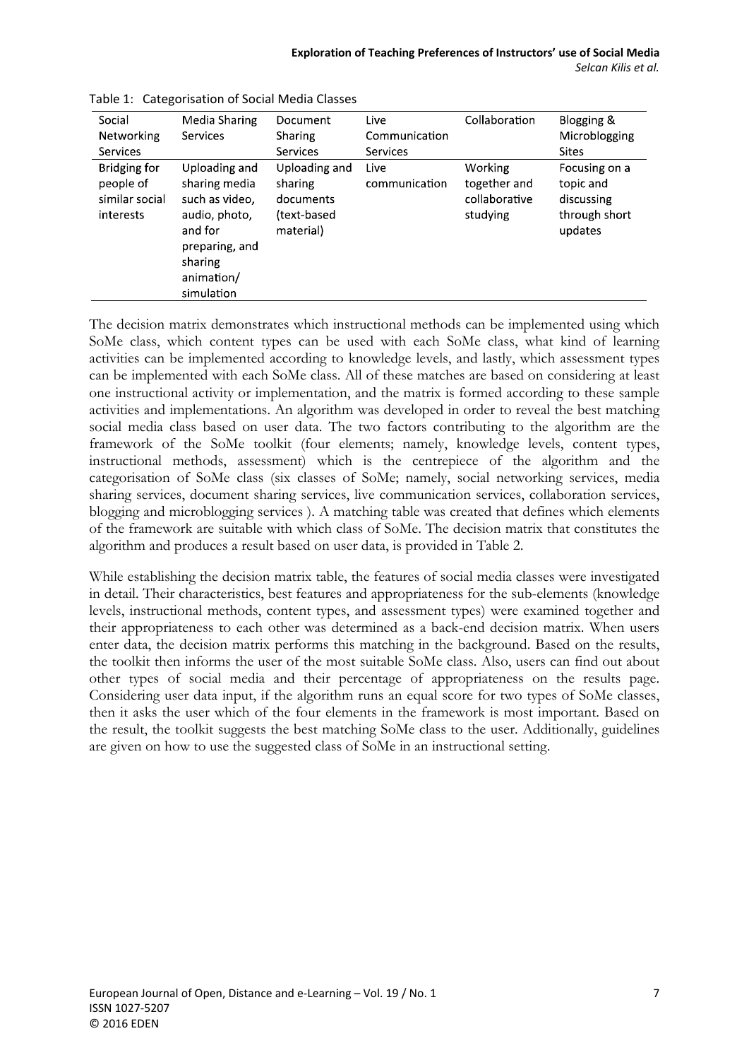Table 1: Categorisation of Social Media Classes

| Social Networking Services | Media Sharing Services | Document Sharing Services | Live Communication Services | Collaboration | Blogging & Microblogging Sites |
|---|---|---|---|---|---|
| Bridging for people of similar social interests | Uploading and sharing media such as video, audio, photo, and for preparing, and sharing animation/ simulation | Uploading and sharing documents (text-based material) | Live communication | Working together and collaborative studying | Focusing on a topic and discussing through short updates |

The decision matrix demonstrates which instructional methods can be implemented using which SoMe class, which content types can be used with each SoMe class, what kind of learning activities can be implemented according to knowledge levels, and lastly, which assessment types can be implemented with each SoMe class. All of these matches are based on considering at least one instructional activity or implementation, and the matrix is formed according to these sample activities and implementations. An algorithm was developed in order to reveal the best matching social media class based on user data. The two factors contributing to the algorithm are the framework of the SoMe toolkit (four elements; namely, knowledge levels, content types, instructional methods, assessment) which is the centrepiece of the algorithm and the categorisation of SoMe class (six classes of SoMe; namely, social networking services, media sharing services, document sharing services, live communication services, collaboration services, blogging and microblogging services ). A matching table was created that defines which elements of the framework are suitable with which class of SoMe. The decision matrix that constitutes the algorithm and produces a result based on user data, is provided in Table 2.

While establishing the decision matrix table, the features of social media classes were investigated in detail. Their characteristics, best features and appropriateness for the sub-elements (knowledge levels, instructional methods, content types, and assessment types) were examined together and their appropriateness to each other was determined as a back-end decision matrix. When users enter data, the decision matrix performs this matching in the background. Based on the results, the toolkit then informs the user of the most suitable SoMe class. Also, users can find out about other types of social media and their percentage of appropriateness on the results page. Considering user data input, if the algorithm runs an equal score for two types of SoMe classes, then it asks the user which of the four elements in the framework is most important. Based on the result, the toolkit suggests the best matching SoMe class to the user. Additionally, guidelines are given on how to use the suggested class of SoMe in an instructional setting.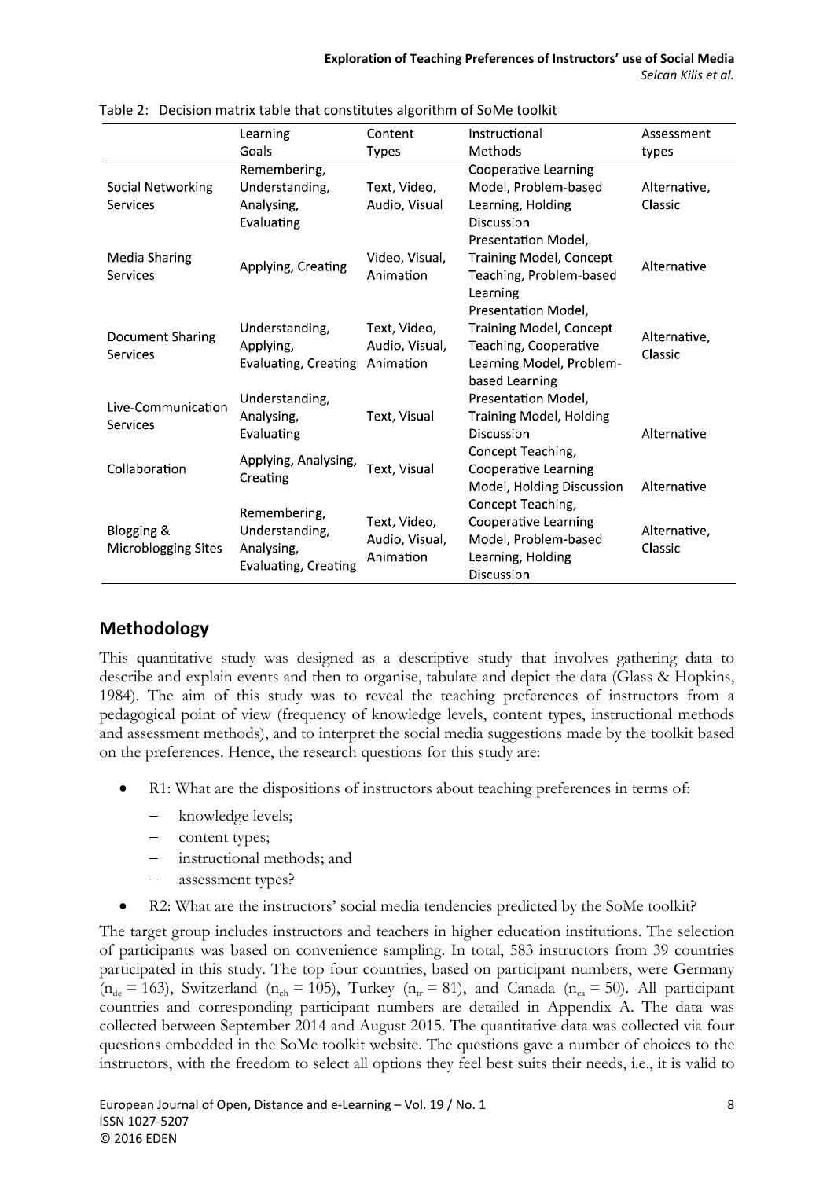Table 2: Decision matrix table that constitutes algorithm of SoMe toolkit

| | Learning Goals | Content Types | Instructional Methods | Assessment types |
|---|---|---|---|---|
| Social Networking Services | Remembering, Understanding, Analysing, Evaluating | Text, Video, Audio, Visual | Cooperative Learning Model, Problem-based Learning, Holding Discussion | Alternative, Classic |
| Media Sharing Services | Applying, Creating | Video, Visual, Animation | Presentation Model, Training Model, Concept Teaching, Problem-based Learning | Alternative |
| Document Sharing Services | Understanding, Applying, Evaluating, Creating | Text, Video, Audio, Visual, Animation | Presentation Model, Training Model, Concept Teaching, Cooperative Learning Model, Problem-based Learning | Alternative, Classic |
| Live-Communication Services | Understanding, Analysing, Evaluating | Text, Visual | Presentation Model, Training Model, Holding Discussion | Alternative |
| Collaboration | Applying, Analysing, Creating | Text, Visual | Concept Teaching, Cooperative Learning Model, Holding Discussion | Alternative |
| Blogging & Microblogging Sites | Remembering, Understanding, Analysing, Evaluating, Creating | Text, Video, Audio, Visual, Animation | Concept Teaching, Cooperative Learning Model, Problem-based Learning, Holding Discussion | Alternative, Classic |

## Methodology

This quantitative study was designed as a descriptive study that involves gathering data to describe and explain events and then to organise, tabulate and depict the data (Glass & Hopkins, 1984). The aim of this study was to reveal the teaching preferences of instructors from a pedagogical point of view (frequency of knowledge levels, content types, instructional methods and assessment methods), and to interpret the social media suggestions made by the toolkit based on the preferences. Hence, the research questions for this study are:

- R1: What are the dispositions of instructors about teaching preferences in terms of:
  - knowledge levels;
  - content types;
  - instructional methods; and
  - assessment types?
- R2: What are the instructors' social media tendencies predicted by the SoMe toolkit?

The target group includes instructors and teachers in higher education institutions. The selection of participants was based on convenience sampling. In total, 583 instructors from 39 countries participated in this study. The top four countries, based on participant numbers, were Germany ($n_{de} = 163$), Switzerland ($n_{ch} = 105$), Turkey ($n_{tr} = 81$), and Canada ($n_{ca} = 50$). All participant countries and corresponding participant numbers are detailed in Appendix A. The data was collected between September 2014 and August 2015. The quantitative data was collected via four questions embedded in the SoMe toolkit website. The questions gave a number of choices to the instructors, with the freedom to select all options they feel best suits their needs, i.e., it is valid to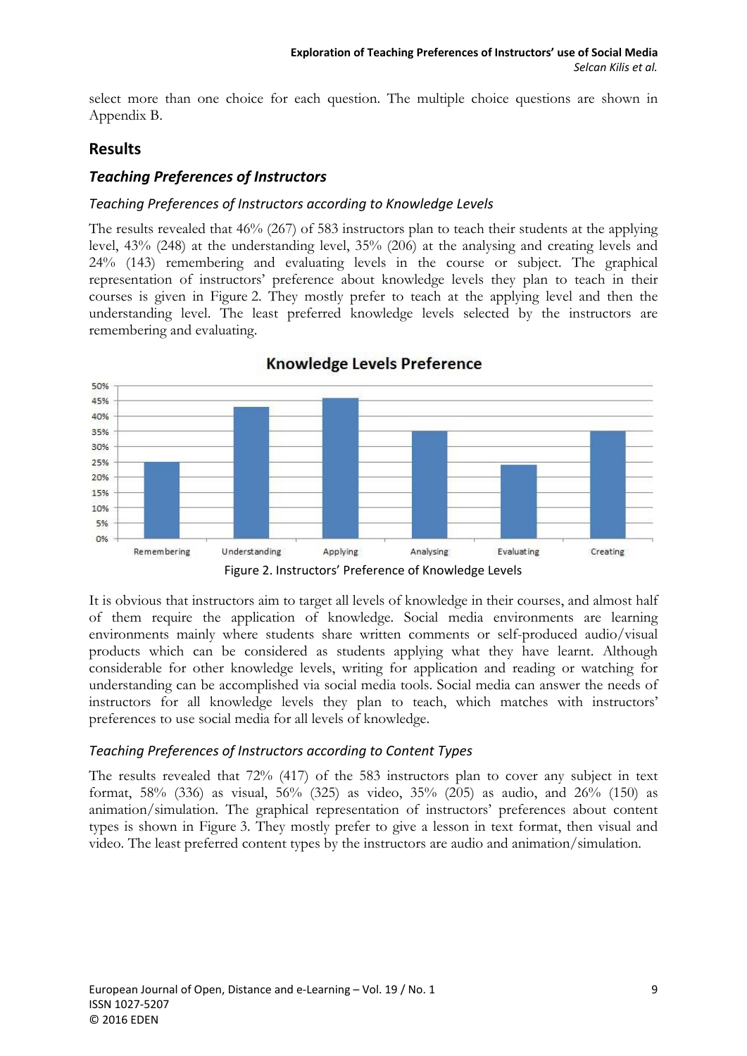select more than one choice for each question. The multiple choice questions are shown in Appendix B.

## Results

### *Teaching Preferences of Instructors*

#### *Teaching Preferences of Instructors according to Knowledge Levels*

The results revealed that 46% (267) of 583 instructors plan to teach their students at the applying level, 43% (248) at the understanding level, 35% (206) at the analysing and creating levels and 24% (143) remembering and evaluating levels in the course or subject. The graphical representation of instructors' preference about knowledge levels they plan to teach in their courses is given in Figure 2. They mostly prefer to teach at the applying level and then the understanding level. The least preferred knowledge levels selected by the instructors are remembering and evaluating.

Figure 2. Instructors' Preference of Knowledge Levels

It is obvious that instructors aim to target all levels of knowledge in their courses, and almost half of them require the application of knowledge. Social media environments are learning environments mainly where students share written comments or self-produced audio/visual products which can be considered as students applying what they have learnt. Although considerable for other knowledge levels, writing for application and reading or watching for understanding can be accomplished via social media tools. Social media can answer the needs of instructors for all knowledge levels they plan to teach, which matches with instructors' preferences to use social media for all levels of knowledge.

#### *Teaching Preferences of Instructors according to Content Types*

The results revealed that 72% (417) of the 583 instructors plan to cover any subject in text format, 58% (336) as visual, 56% (325) as video, 35% (205) as audio, and 26% (150) as animation/simulation. The graphical representation of instructors' preferences about content types is shown in Figure 3. They mostly prefer to give a lesson in text format, then visual and video. The least preferred content types by the instructors are audio and animation/simulation.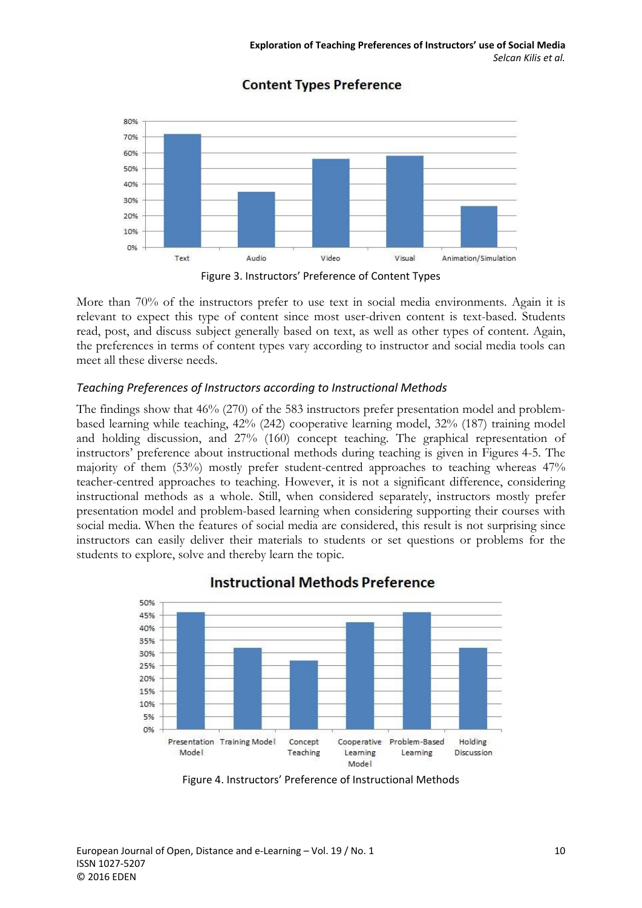Figure 3. Instructors' Preference of Content Types

More than 70% of the instructors prefer to use text in social media environments. Again it is relevant to expect this type of content since most user-driven content is text-based. Students read, post, and discuss subject generally based on text, as well as other types of content. Again, the preferences in terms of content types vary according to instructor and social media tools can meet all these diverse needs.

### *Teaching Preferences of Instructors according to Instructional Methods*

The findings show that 46% (270) of the 583 instructors prefer presentation model and problem-based learning while teaching, 42% (242) cooperative learning model, 32% (187) training model and holding discussion, and 27% (160) concept teaching. The graphical representation of instructors' preference about instructional methods during teaching is given in Figures 4-5. The majority of them (53%) mostly prefer student-centred approaches to teaching whereas 47% teacher-centred approaches to teaching. However, it is not a significant difference, considering instructional methods as a whole. Still, when considered separately, instructors mostly prefer presentation model and problem-based learning when considering supporting their courses with social media. When the features of social media are considered, this result is not surprising since instructors can easily deliver their materials to students or set questions or problems for the students to explore, solve and thereby learn the topic.

Figure 4. Instructors' Preference of Instructional Methods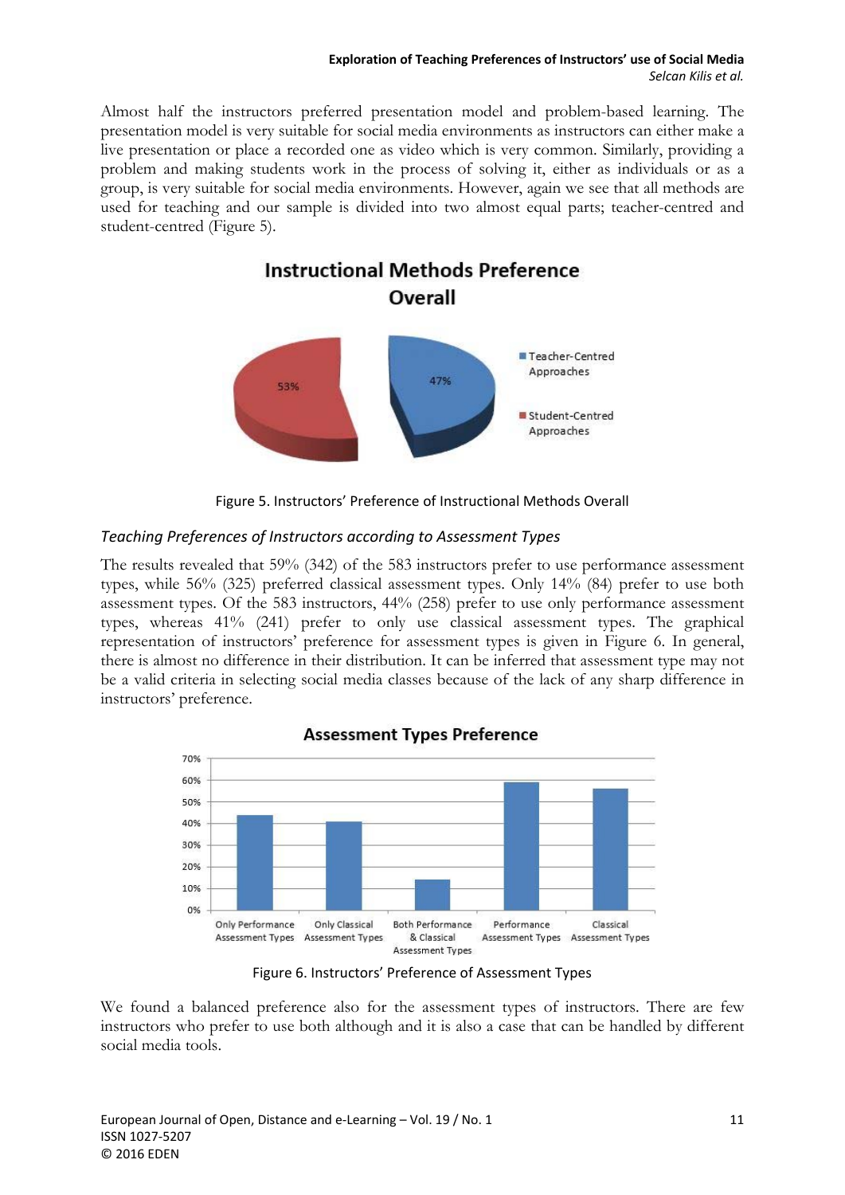Almost half the instructors preferred presentation model and problem-based learning. The presentation model is very suitable for social media environments as instructors can either make a live presentation or place a recorded one as video which is very common. Similarly, providing a problem and making students work in the process of solving it, either as individuals or as a group, is very suitable for social media environments. However, again we see that all methods are used for teaching and our sample is divided into two almost equal parts; teacher-centred and student-centred (Figure 5).

Figure 5. Instructors' Preference of Instructional Methods Overall

### *Teaching Preferences of Instructors according to Assessment Types*

The results revealed that 59% (342) of the 583 instructors prefer to use performance assessment types, while 56% (325) preferred classical assessment types. Only 14% (84) prefer to use both assessment types. Of the 583 instructors, 44% (258) prefer to use only performance assessment types, whereas 41% (241) prefer to only use classical assessment types. The graphical representation of instructors' preference for assessment types is given in Figure 6. In general, there is almost no difference in their distribution. It can be inferred that assessment type may not be a valid criteria in selecting social media classes because of the lack of any sharp difference in instructors' preference.

Figure 6. Instructors' Preference of Assessment Types

We found a balanced preference also for the assessment types of instructors. There are few instructors who prefer to use both although and it is also a case that can be handled by different social media tools.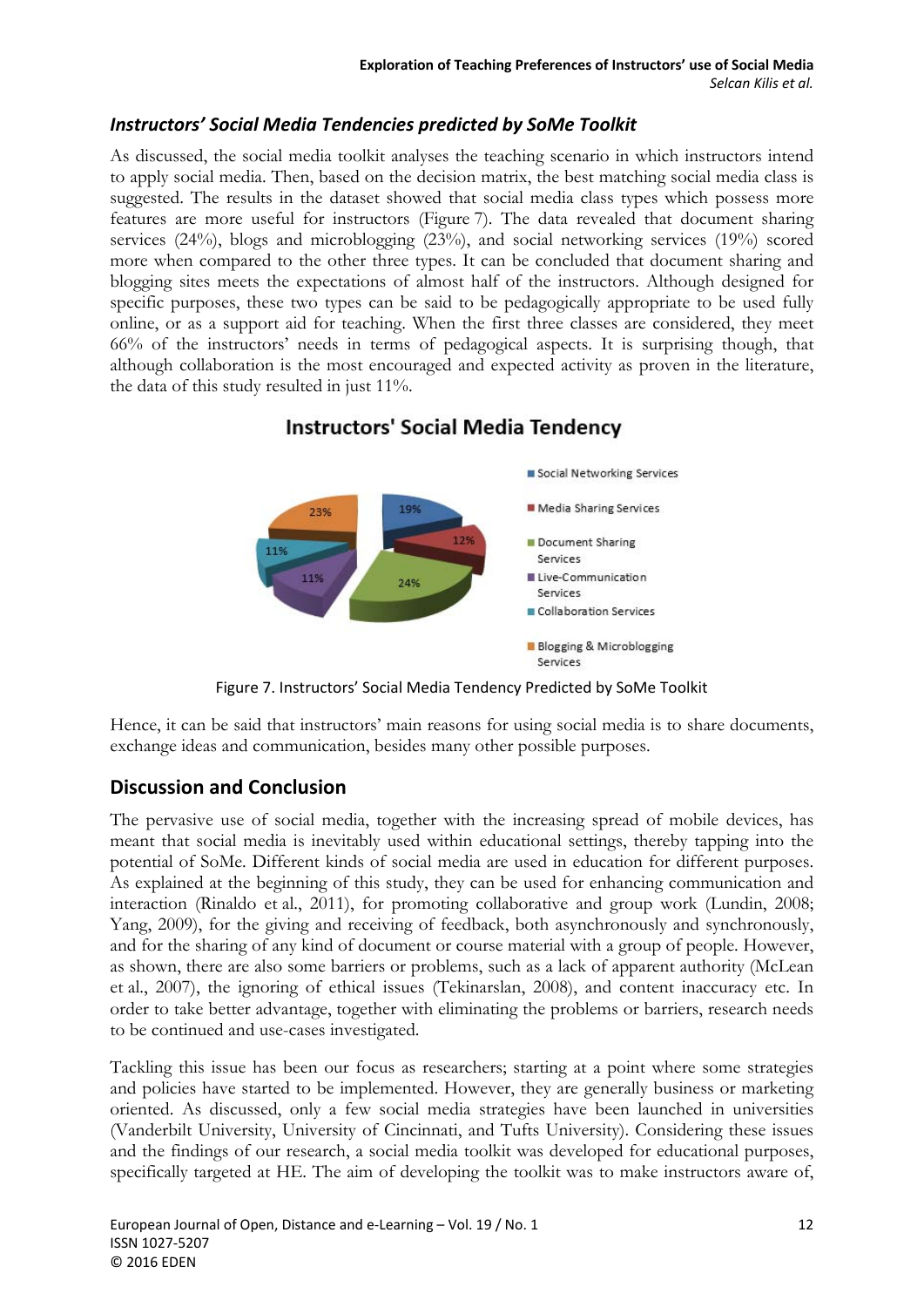### *Instructors' Social Media Tendencies predicted by SoMe Toolkit*

As discussed, the social media toolkit analyses the teaching scenario in which instructors intend to apply social media. Then, based on the decision matrix, the best matching social media class is suggested. The results in the dataset showed that social media class types which possess more features are more useful for instructors (Figure 7). The data revealed that document sharing services (24%), blogs and microblogging (23%), and social networking services (19%) scored more when compared to the other three types. It can be concluded that document sharing and blogging sites meets the expectations of almost half of the instructors. Although designed for specific purposes, these two types can be said to be pedagogically appropriate to be used fully online, or as a support aid for teaching. When the first three classes are considered, they meet 66% of the instructors' needs in terms of pedagogical aspects. It is surprising though, that although collaboration is the most encouraged and expected activity as proven in the literature, the data of this study resulted in just 11%.

Figure 7. Instructors' Social Media Tendency Predicted by SoMe Toolkit

Hence, it can be said that instructors' main reasons for using social media is to share documents, exchange ideas and communication, besides many other possible purposes.

## Discussion and Conclusion

The pervasive use of social media, together with the increasing spread of mobile devices, has meant that social media is inevitably used within educational settings, thereby tapping into the potential of SoMe. Different kinds of social media are used in education for different purposes. As explained at the beginning of this study, they can be used for enhancing communication and interaction (Rinaldo et al., 2011), for promoting collaborative and group work (Lundin, 2008; Yang, 2009), for the giving and receiving of feedback, both asynchronously and synchronously, and for the sharing of any kind of document or course material with a group of people. However, as shown, there are also some barriers or problems, such as a lack of apparent authority (McLean et al., 2007), the ignoring of ethical issues (Tekinarslan, 2008), and content inaccuracy etc. In order to take better advantage, together with eliminating the problems or barriers, research needs to be continued and use-cases investigated.

Tackling this issue has been our focus as researchers; starting at a point where some strategies and policies have started to be implemented. However, they are generally business or marketing oriented. As discussed, only a few social media strategies have been launched in universities (Vanderbilt University, University of Cincinnati, and Tufts University). Considering these issues and the findings of our research, a social media toolkit was developed for educational purposes, specifically targeted at HE. The aim of developing the toolkit was to make instructors aware of,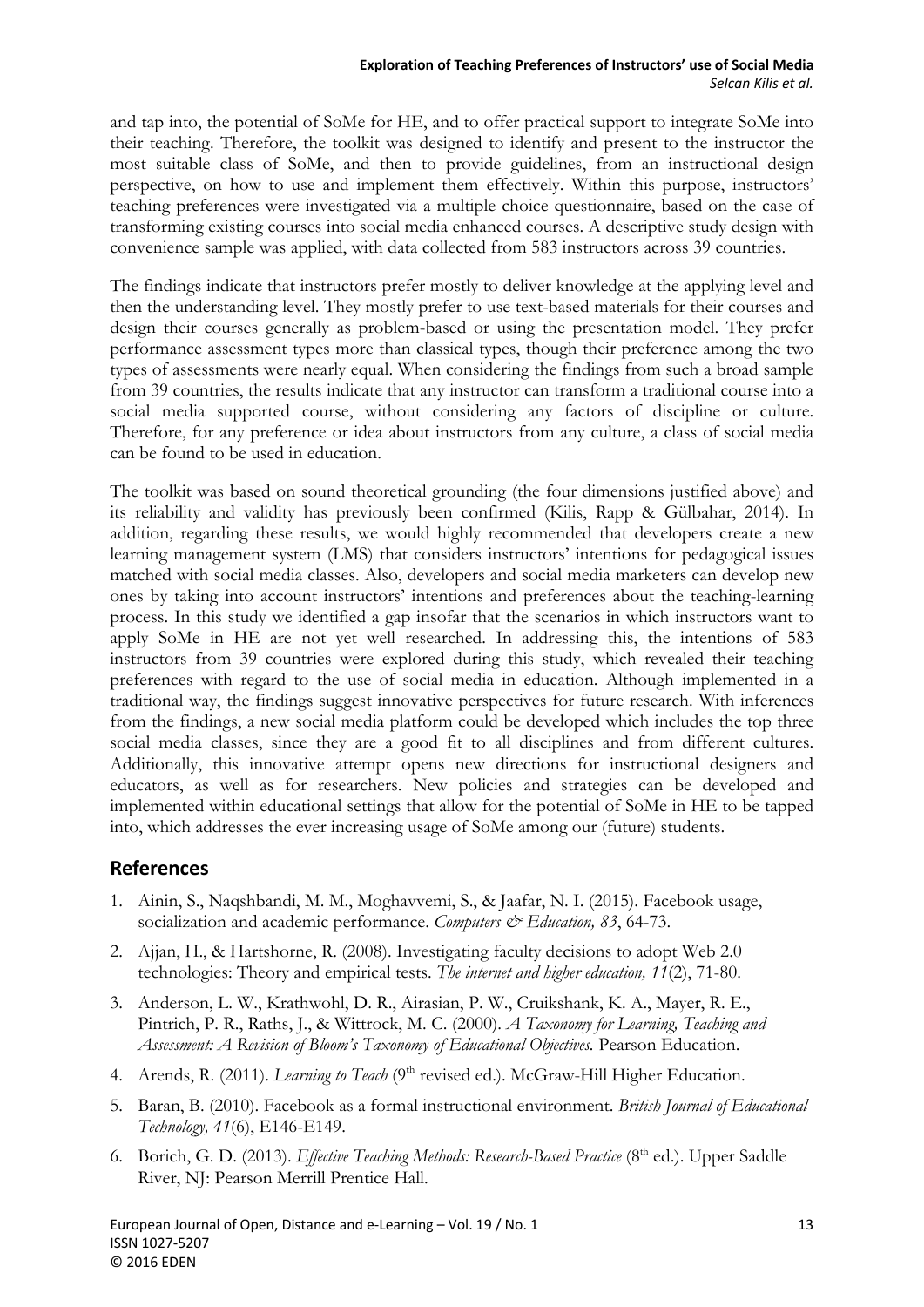and tap into, the potential of SoMe for HE, and to offer practical support to integrate SoMe into their teaching. Therefore, the toolkit was designed to identify and present to the instructor the most suitable class of SoMe, and then to provide guidelines, from an instructional design perspective, on how to use and implement them effectively. Within this purpose, instructors' teaching preferences were investigated via a multiple choice questionnaire, based on the case of transforming existing courses into social media enhanced courses. A descriptive study design with convenience sample was applied, with data collected from 583 instructors across 39 countries.

The findings indicate that instructors prefer mostly to deliver knowledge at the applying level and then the understanding level. They mostly prefer to use text-based materials for their courses and design their courses generally as problem-based or using the presentation model. They prefer performance assessment types more than classical types, though their preference among the two types of assessments were nearly equal. When considering the findings from such a broad sample from 39 countries, the results indicate that any instructor can transform a traditional course into a social media supported course, without considering any factors of discipline or culture. Therefore, for any preference or idea about instructors from any culture, a class of social media can be found to be used in education.

The toolkit was based on sound theoretical grounding (the four dimensions justified above) and its reliability and validity has previously been confirmed (Kilis, Rapp & Gülbahar, 2014). In addition, regarding these results, we would highly recommended that developers create a new learning management system (LMS) that considers instructors' intentions for pedagogical issues matched with social media classes. Also, developers and social media marketers can develop new ones by taking into account instructors' intentions and preferences about the teaching-learning process. In this study we identified a gap insofar that the scenarios in which instructors want to apply SoMe in HE are not yet well researched. In addressing this, the intentions of 583 instructors from 39 countries were explored during this study, which revealed their teaching preferences with regard to the use of social media in education. Although implemented in a traditional way, the findings suggest innovative perspectives for future research. With inferences from the findings, a new social media platform could be developed which includes the top three social media classes, since they are a good fit to all disciplines and from different cultures. Additionally, this innovative attempt opens new directions for instructional designers and educators, as well as for researchers. New policies and strategies can be developed and implemented within educational settings that allow for the potential of SoMe in HE to be tapped into, which addresses the ever increasing usage of SoMe among our (future) students.

## References

1. Ainin, S., Naqshbandi, M. M., Moghavvemi, S., & Jaafar, N. I. (2015). Facebook usage, socialization and academic performance. *Computers & Education, 83*, 64-73.
2. Ajjan, H., & Hartshorne, R. (2008). Investigating faculty decisions to adopt Web 2.0 technologies: Theory and empirical tests. *The internet and higher education, 11*(2), 71-80.
3. Anderson, L. W., Krathwohl, D. R., Airasian, P. W., Cruikshank, K. A., Mayer, R. E., Pintrich, P. R., Raths, J., & Wittrock, M. C. (2000). *A Taxonomy for Learning, Teaching and Assessment: A Revision of Bloom's Taxonomy of Educational Objectives.* Pearson Education.
4. Arends, R. (2011). *Learning to Teach* (9th revised ed.). McGraw-Hill Higher Education.
5. Baran, B. (2010). Facebook as a formal instructional environment. *British Journal of Educational Technology, 41*(6), E146-E149.
6. Borich, G. D. (2013). *Effective Teaching Methods: Research-Based Practice* (8th ed.). Upper Saddle River, NJ: Pearson Merrill Prentice Hall.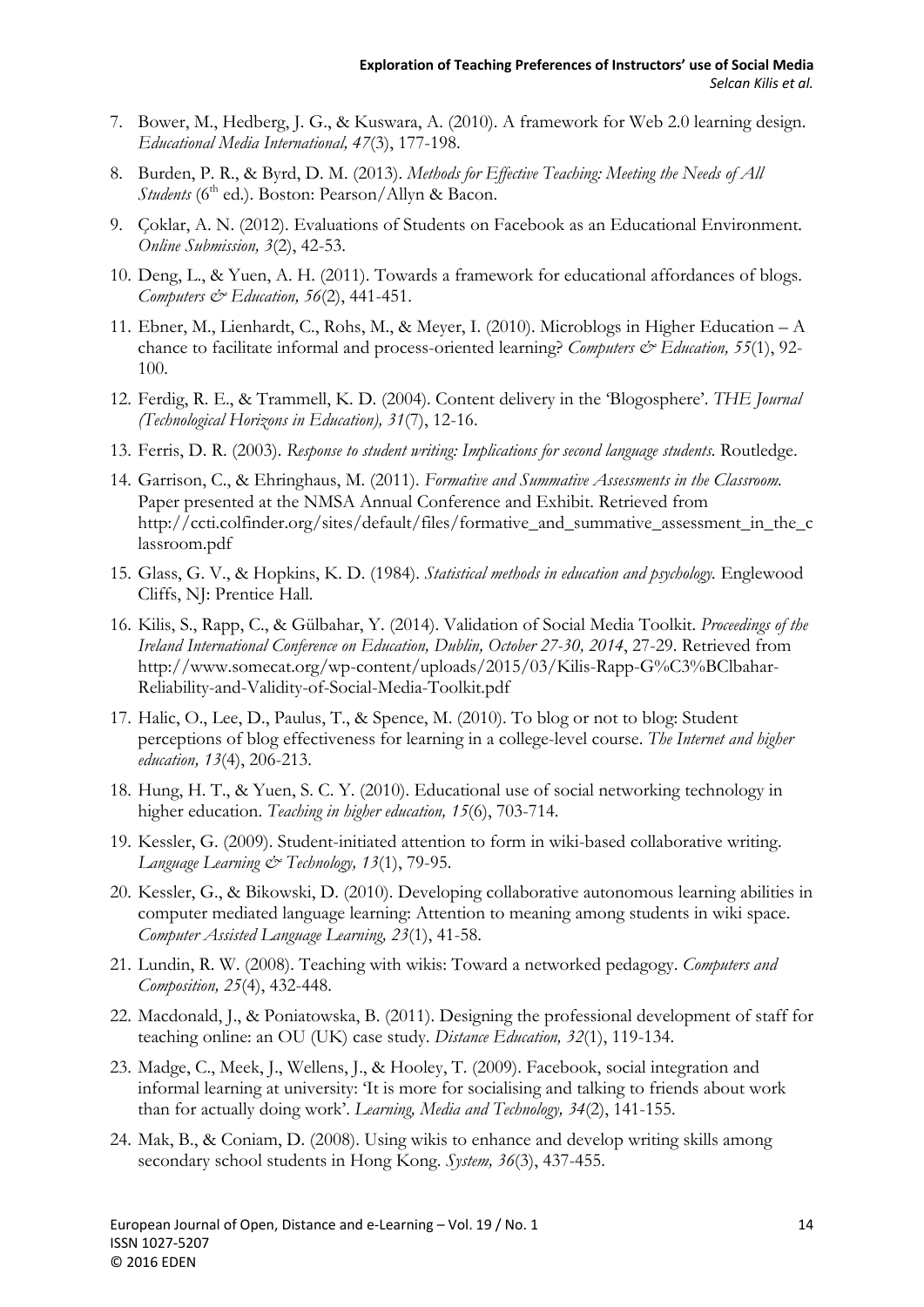7. Bower, M., Hedberg, J. G., & Kuswara, A. (2010). A framework for Web 2.0 learning design. *Educational Media International, 47*(3), 177-198.
8. Burden, P. R., & Byrd, D. M. (2013). *Methods for Effective Teaching: Meeting the Needs of All Students* (6th ed.). Boston: Pearson/Allyn & Bacon.
9. Çoklar, A. N. (2012). Evaluations of Students on Facebook as an Educational Environment. *Online Submission, 3*(2), 42-53.
10. Deng, L., & Yuen, A. H. (2011). Towards a framework for educational affordances of blogs. *Computers & Education, 56*(2), 441-451.
11. Ebner, M., Lienhardt, C., Rohs, M., & Meyer, I. (2010). Microblogs in Higher Education – A chance to facilitate informal and process-oriented learning? *Computers & Education, 55*(1), 92-100.
12. Ferdig, R. E., & Trammell, K. D. (2004). Content delivery in the 'Blogosphere'. *THE Journal (Technological Horizons in Education), 31*(7), 12-16.
13. Ferris, D. R. (2003). *Response to student writing: Implications for second language students.* Routledge.
14. Garrison, C., & Ehringhaus, M. (2011). *Formative and Summative Assessments in the Classroom.* Paper presented at the NMSA Annual Conference and Exhibit. Retrieved from http://ccti.colfinder.org/sites/default/files/formative_and_summative_assessment_in_the_classroom.pdf
15. Glass, G. V., & Hopkins, K. D. (1984). *Statistical methods in education and psychology.* Englewood Cliffs, NJ: Prentice Hall.
16. Kilis, S., Rapp, C., & Gülbahar, Y. (2014). Validation of Social Media Toolkit. *Proceedings of the Ireland International Conference on Education, Dublin, October 27-30, 2014*, 27-29. Retrieved from http://www.somecat.org/wp-content/uploads/2015/03/Kilis-Rapp-G%C3%BClbahar-Reliability-and-Validity-of-Social-Media-Toolkit.pdf
17. Halic, O., Lee, D., Paulus, T., & Spence, M. (2010). To blog or not to blog: Student perceptions of blog effectiveness for learning in a college-level course. *The Internet and higher education, 13*(4), 206-213.
18. Hung, H. T., & Yuen, S. C. Y. (2010). Educational use of social networking technology in higher education. *Teaching in higher education, 15*(6), 703-714.
19. Kessler, G. (2009). Student-initiated attention to form in wiki-based collaborative writing. *Language Learning & Technology, 13*(1), 79-95.
20. Kessler, G., & Bikowski, D. (2010). Developing collaborative autonomous learning abilities in computer mediated language learning: Attention to meaning among students in wiki space. *Computer Assisted Language Learning, 23*(1), 41-58.
21. Lundin, R. W. (2008). Teaching with wikis: Toward a networked pedagogy. *Computers and Composition, 25*(4), 432-448.
22. Macdonald, J., & Poniatowska, B. (2011). Designing the professional development of staff for teaching online: an OU (UK) case study. *Distance Education, 32*(1), 119-134.
23. Madge, C., Meek, J., Wellens, J., & Hooley, T. (2009). Facebook, social integration and informal learning at university: 'It is more for socialising and talking to friends about work than for actually doing work'. *Learning, Media and Technology, 34*(2), 141-155.
24. Mak, B., & Coniam, D. (2008). Using wikis to enhance and develop writing skills among secondary school students in Hong Kong. *System, 36*(3), 437-455.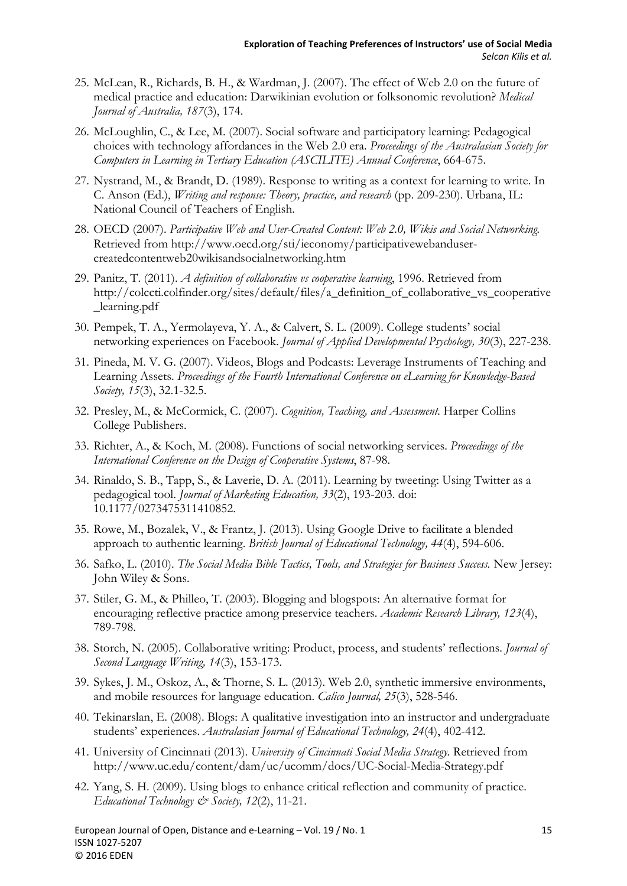25. McLean, R., Richards, B. H., & Wardman, J. (2007). The effect of Web 2.0 on the future of medical practice and education: Darwikinian evolution or folksonomic revolution? *Medical Journal of Australia, 187*(3), 174.

26. McLoughlin, C., & Lee, M. (2007). Social software and participatory learning: Pedagogical choices with technology affordances in the Web 2.0 era. *Proceedings of the Australasian Society for Computers in Learning in Tertiary Education (ASCILITE) Annual Conference*, 664-675.

27. Nystrand, M., & Brandt, D. (1989). Response to writing as a context for learning to write. In C. Anson (Ed.), *Writing and response: Theory, practice, and research* (pp. 209-230). Urbana, IL: National Council of Teachers of English.

28. OECD (2007). *Participative Web and User-Created Content: Web 2.0, Wikis and Social Networking.* Retrieved from http://www.oecd.org/sti/ieconomy/participativewebanduser-createdcontentweb20wikisandsocialnetworking.htm

29. Panitz, T. (2011). *A definition of collaborative vs cooperative learning*, 1996. Retrieved from http://colccti.colfinder.org/sites/default/files/a_definition_of_collaborative_vs_cooperative_learning.pdf

30. Pempek, T. A., Yermolayeva, Y. A., & Calvert, S. L. (2009). College students' social networking experiences on Facebook. *Journal of Applied Developmental Psychology, 30*(3), 227-238.

31. Pineda, M. V. G. (2007). Videos, Blogs and Podcasts: Leverage Instruments of Teaching and Learning Assets. *Proceedings of the Fourth International Conference on eLearning for Knowledge-Based Society, 15*(3), 32.1-32.5.

32. Presley, M., & McCormick, C. (2007). *Cognition, Teaching, and Assessment.* Harper Collins College Publishers.

33. Richter, A., & Koch, M. (2008). Functions of social networking services. *Proceedings of the International Conference on the Design of Cooperative Systems*, 87-98.

34. Rinaldo, S. B., Tapp, S., & Laverie, D. A. (2011). Learning by tweeting: Using Twitter as a pedagogical tool. *Journal of Marketing Education, 33*(2), 193-203. doi: 10.1177/0273475311410852.

35. Rowe, M., Bozalek, V., & Frantz, J. (2013). Using Google Drive to facilitate a blended approach to authentic learning. *British Journal of Educational Technology, 44*(4), 594-606.

36. Safko, L. (2010). *The Social Media Bible Tactics, Tools, and Strategies for Business Success.* New Jersey: John Wiley & Sons.

37. Stiler, G. M., & Philleo, T. (2003). Blogging and blogspots: An alternative format for encouraging reflective practice among preservice teachers. *Academic Research Library, 123*(4), 789-798.

38. Storch, N. (2005). Collaborative writing: Product, process, and students' reflections. *Journal of Second Language Writing, 14*(3), 153-173.

39. Sykes, J. M., Oskoz, A., & Thorne, S. L. (2013). Web 2.0, synthetic immersive environments, and mobile resources for language education. *Calico Journal, 25*(3), 528-546.

40. Tekinarslan, E. (2008). Blogs: A qualitative investigation into an instructor and undergraduate students' experiences. *Australasian Journal of Educational Technology, 24*(4), 402-412.

41. University of Cincinnati (2013). *University of Cincinnati Social Media Strategy.* Retrieved from http://www.uc.edu/content/dam/uc/ucomm/docs/UC-Social-Media-Strategy.pdf

42. Yang, S. H. (2009). Using blogs to enhance critical reflection and community of practice. *Educational Technology & Society, 12*(2), 11-21.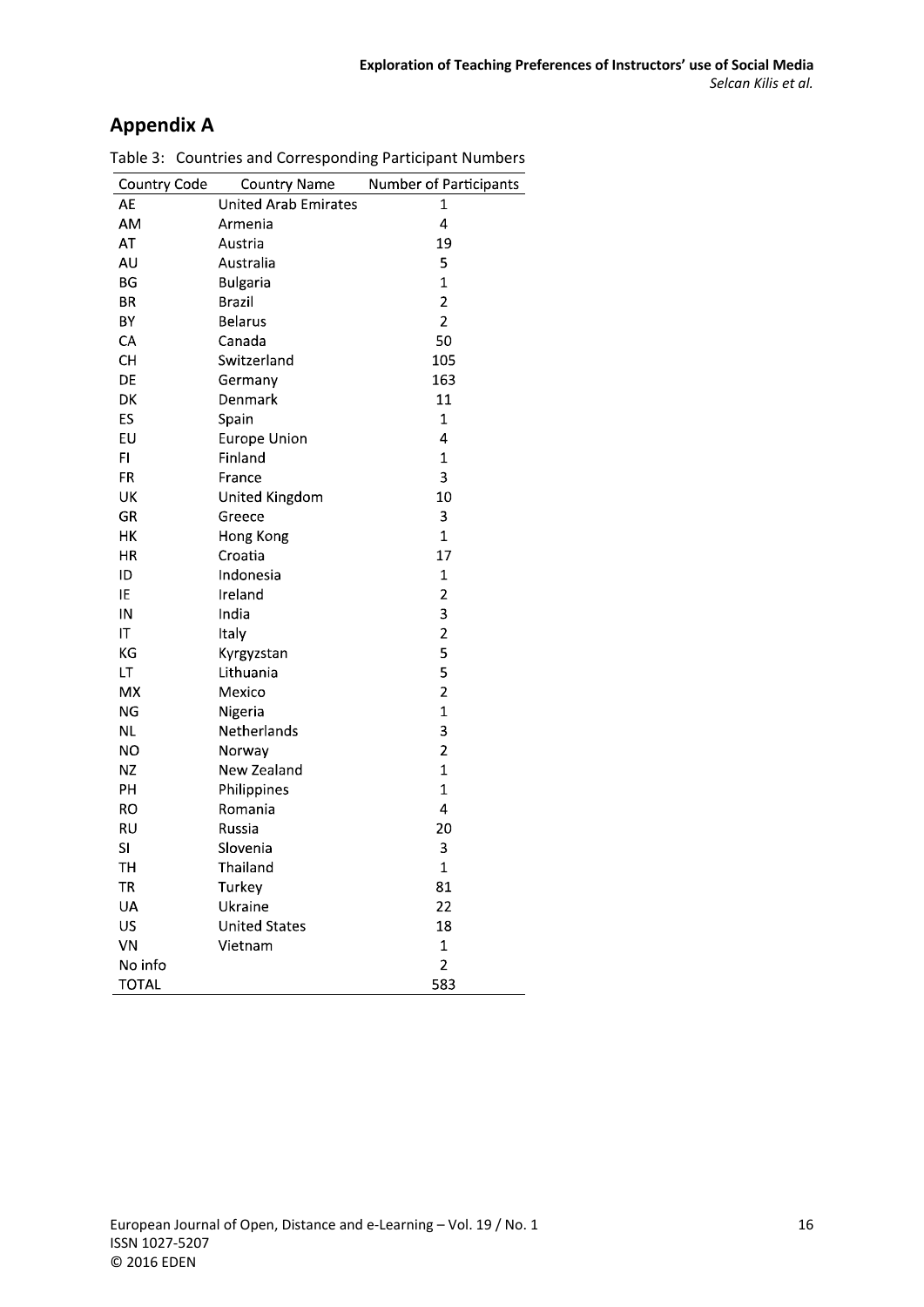## Appendix A

Table 3: Countries and Corresponding Participant Numbers

| Country Code | Country Name | Number of Participants |
|---|---|---|
| AE | United Arab Emirates | 1 |
| AM | Armenia | 4 |
| AT | Austria | 19 |
| AU | Australia | 5 |
| BG | Bulgaria | 1 |
| BR | Brazil | 2 |
| BY | Belarus | 2 |
| CA | Canada | 50 |
| CH | Switzerland | 105 |
| DE | Germany | 163 |
| DK | Denmark | 11 |
| ES | Spain | 1 |
| EU | Europe Union | 4 |
| FI | Finland | 1 |
| FR | France | 3 |
| UK | United Kingdom | 10 |
| GR | Greece | 3 |
| HK | Hong Kong | 1 |
| HR | Croatia | 17 |
| ID | Indonesia | 1 |
| IE | Ireland | 2 |
| IN | India | 3 |
| IT | Italy | 2 |
| KG | Kyrgyzstan | 5 |
| LT | Lithuania | 5 |
| MX | Mexico | 2 |
| NG | Nigeria | 1 |
| NL | Netherlands | 3 |
| NO | Norway | 2 |
| NZ | New Zealand | 1 |
| PH | Philippines | 1 |
| RO | Romania | 4 |
| RU | Russia | 20 |
| SI | Slovenia | 3 |
| TH | Thailand | 1 |
| TR | Turkey | 81 |
| UA | Ukraine | 22 |
| US | United States | 18 |
| VN | Vietnam | 1 |
| No info | | 2 |
| TOTAL | | 583 |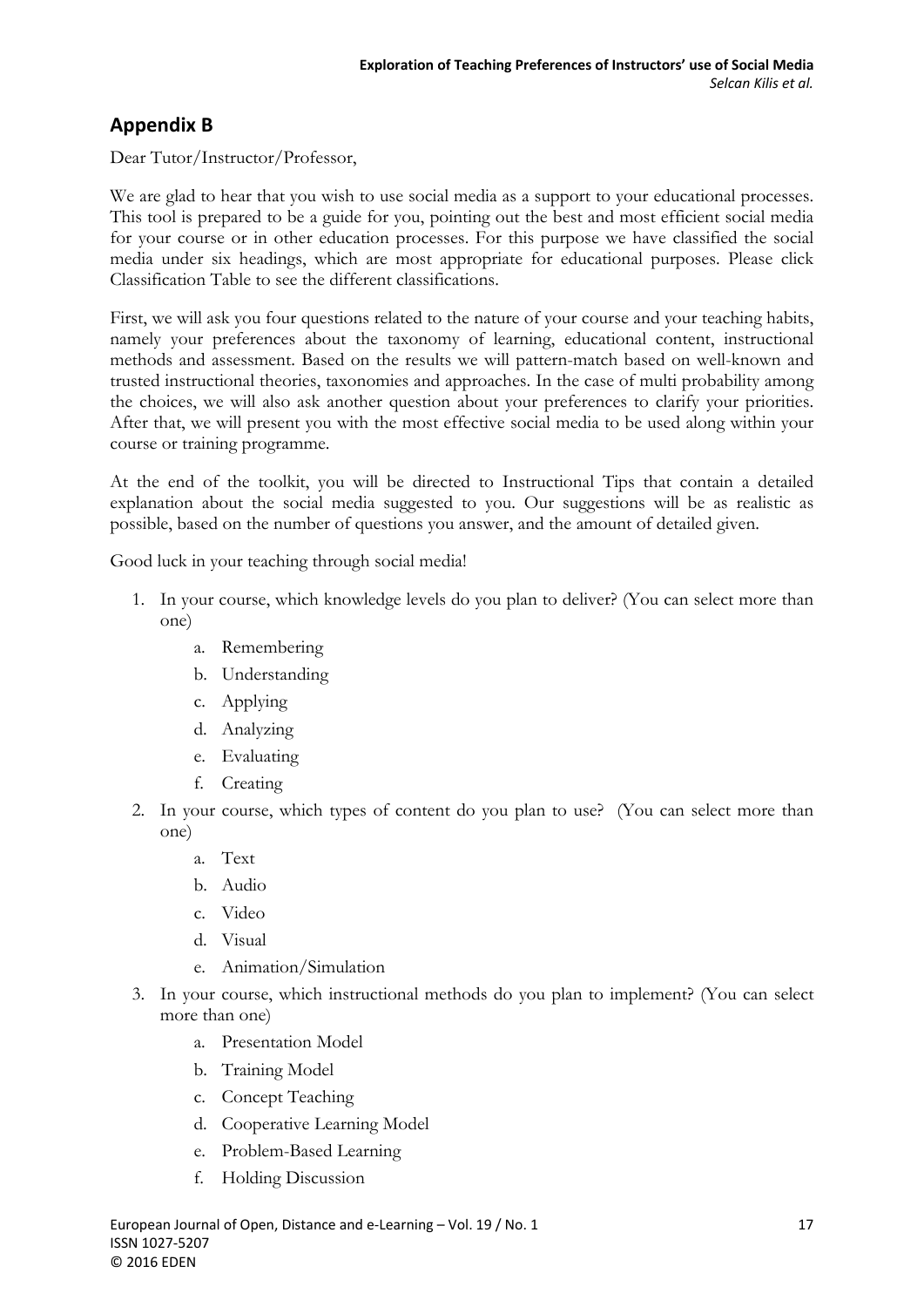## Appendix B

Dear Tutor/Instructor/Professor,

We are glad to hear that you wish to use social media as a support to your educational processes. This tool is prepared to be a guide for you, pointing out the best and most efficient social media for your course or in other education processes. For this purpose we have classified the social media under six headings, which are most appropriate for educational purposes. Please click Classification Table to see the different classifications.

First, we will ask you four questions related to the nature of your course and your teaching habits, namely your preferences about the taxonomy of learning, educational content, instructional methods and assessment. Based on the results we will pattern-match based on well-known and trusted instructional theories, taxonomies and approaches. In the case of multi probability among the choices, we will also ask another question about your preferences to clarify your priorities. After that, we will present you with the most effective social media to be used along within your course or training programme.

At the end of the toolkit, you will be directed to Instructional Tips that contain a detailed explanation about the social media suggested to you. Our suggestions will be as realistic as possible, based on the number of questions you answer, and the amount of detailed given.

Good luck in your teaching through social media!

1. In your course, which knowledge levels do you plan to deliver? (You can select more than one)
    a. Remembering
    b. Understanding
    c. Applying
    d. Analyzing
    e. Evaluating
    f. Creating
2. In your course, which types of content do you plan to use? (You can select more than one)
    a. Text
    b. Audio
    c. Video
    d. Visual
    e. Animation/Simulation
3. In your course, which instructional methods do you plan to implement? (You can select more than one)
    a. Presentation Model
    b. Training Model
    c. Concept Teaching
    d. Cooperative Learning Model
    e. Problem-Based Learning
    f. Holding Discussion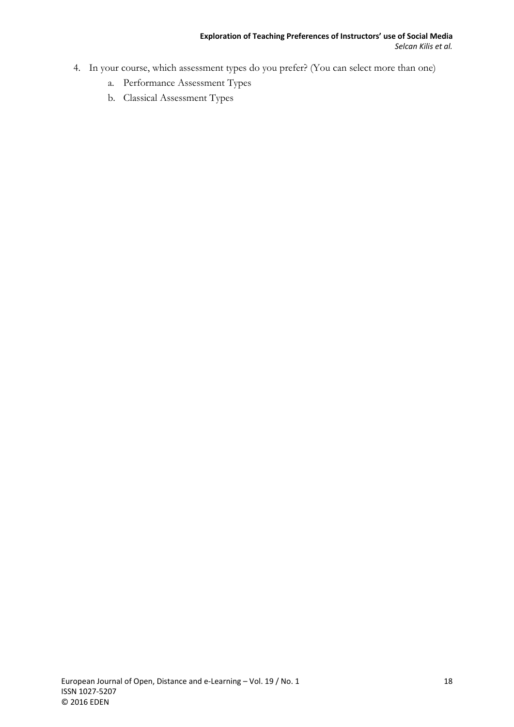4. In your course, which assessment types do you prefer? (You can select more than one)
    a. Performance Assessment Types
    b. Classical Assessment Types